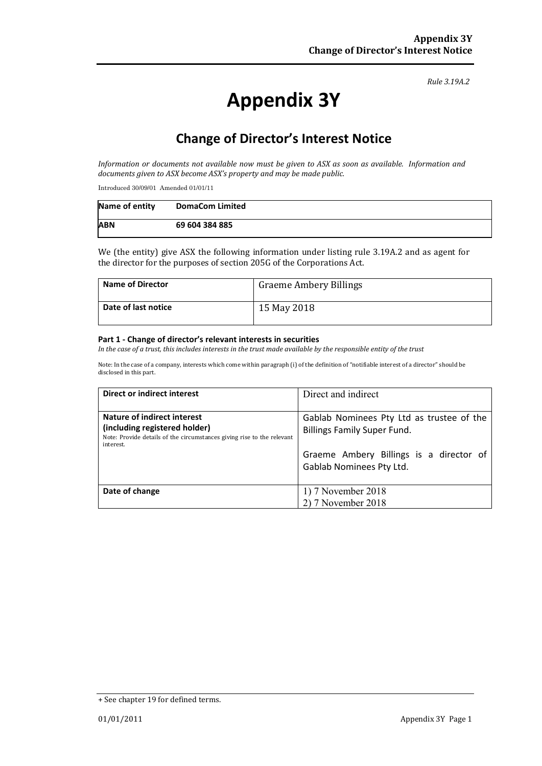*Rule 3.19A.2*

# Appendix 3Y

## Change of Director's Interest Notice

*Information or documents not available now must be given to ASX as soon as available. Information and documents given to ASX become ASX's property and may be made public.*

Introduced 30/09/01 Amended 01/01/11

| **Name of entity** | **DomaCom Limited** |
|---|---|
| **ABN** | **69 604 384 885** |

We (the entity) give ASX the following information under listing rule 3.19A.2 and as agent for the director for the purposes of section 205G of the Corporations Act.

| **Name of Director** | Graeme Ambery Billings |
|---|---|
| **Date of last notice** | 15 May 2018 |

#### Part 1 - Change of director's relevant interests in securities

*In the case of a trust, this includes interests in the trust made available by the responsible entity of the trust*

Note: In the case of a company, interests which come within paragraph (i) of the definition of "notifiable interest of a director" should be disclosed in this part.

| **Direct or indirect interest** | Direct and indirect |
|---|---|
| **Nature of indirect interest (including registered holder)**<br>Note: Provide details of the circumstances giving rise to the relevant interest. | Gablab Nominees Pty Ltd as trustee of the Billings Family Super Fund.<br><br>Graeme Ambery Billings is a director of Gablab Nominees Pty Ltd. |
| **Date of change** | 1) 7 November 2018<br>2) 7 November 2018 |

+ See chapter 19 for defined terms.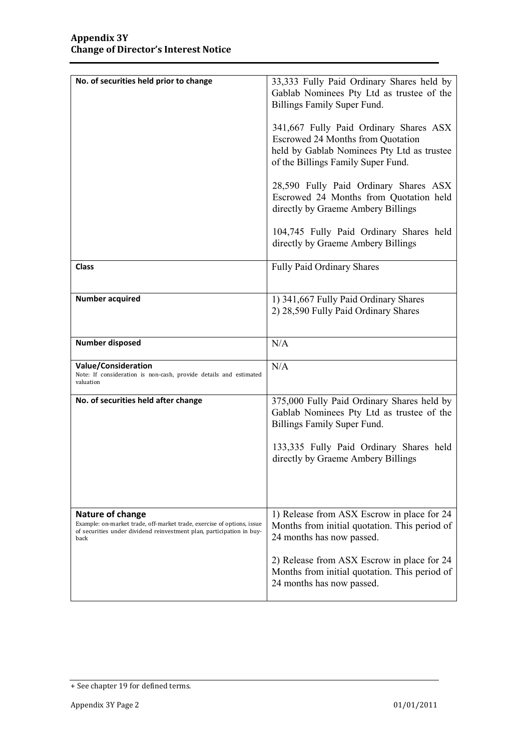## Appendix 3Y
## Change of Director's Interest Notice

| | |
|---|---|
| **No. of securities held prior to change** | 33,333 Fully Paid Ordinary Shares held by Gablab Nominees Pty Ltd as trustee of the Billings Family Super Fund.<br><br>341,667 Fully Paid Ordinary Shares ASX Escrowed 24 Months from Quotation held by Gablab Nominees Pty Ltd as trustee of the Billings Family Super Fund.<br><br>28,590 Fully Paid Ordinary Shares ASX Escrowed 24 Months from Quotation held directly by Graeme Ambery Billings<br><br>104,745 Fully Paid Ordinary Shares held directly by Graeme Ambery Billings |
| **Class** | Fully Paid Ordinary Shares |
| **Number acquired** | 1) 341,667 Fully Paid Ordinary Shares<br>2) 28,590 Fully Paid Ordinary Shares |
| **Number disposed** | N/A |
| **Value/Consideration**<br>Note: If consideration is non-cash, provide details and estimated valuation | N/A |
| **No. of securities held after change** | 375,000 Fully Paid Ordinary Shares held by Gablab Nominees Pty Ltd as trustee of the Billings Family Super Fund.<br><br>133,335 Fully Paid Ordinary Shares held directly by Graeme Ambery Billings |
| **Nature of change**<br>Example: on-market trade, off-market trade, exercise of options, issue of securities under dividend reinvestment plan, participation in buy-back | 1) Release from ASX Escrow in place for 24 Months from initial quotation. This period of 24 months has now passed.<br><br>2) Release from ASX Escrow in place for 24 Months from initial quotation. This period of 24 months has now passed. |

+ See chapter 19 for defined terms.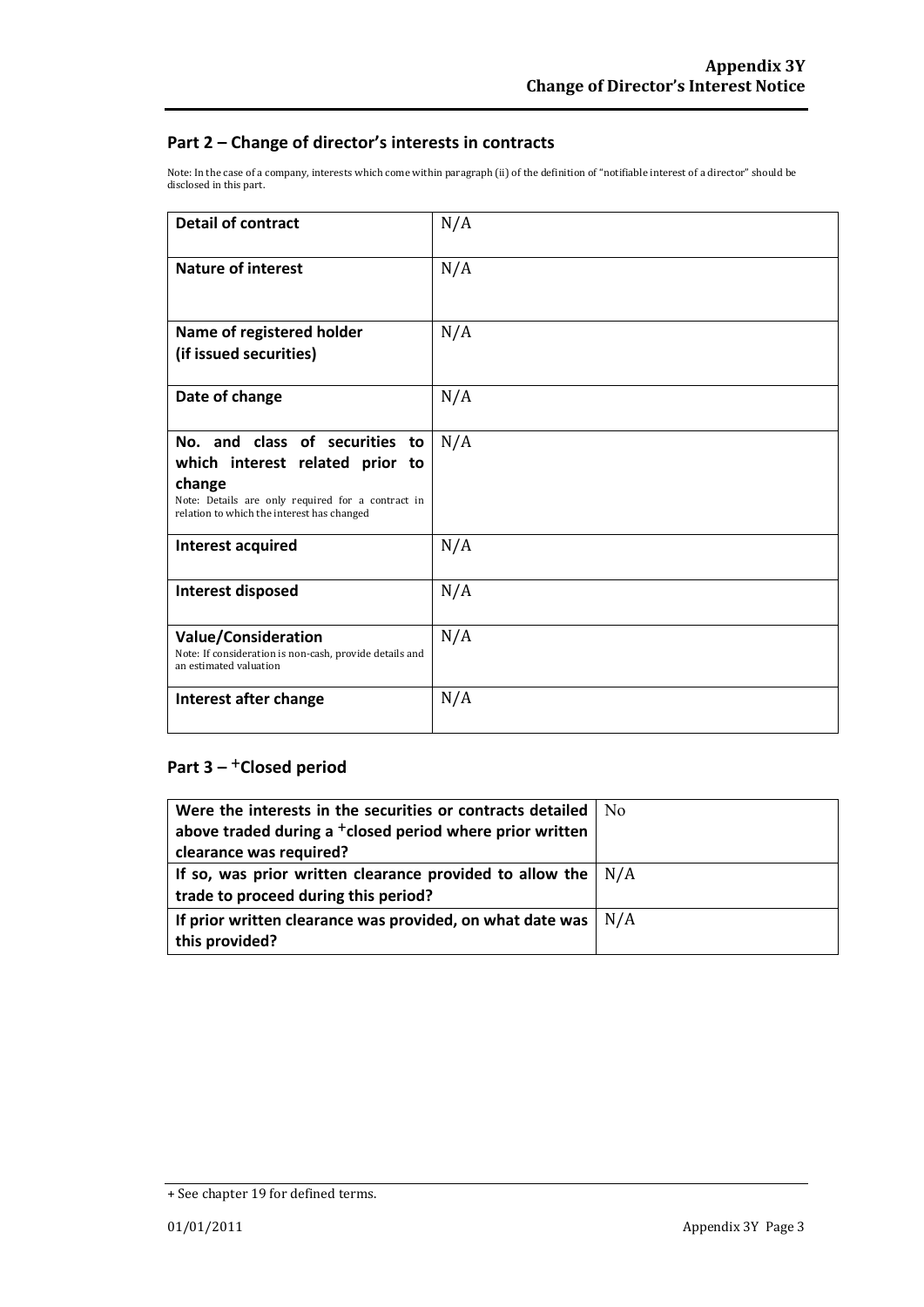## Part 2 – Change of director's interests in contracts

Note: In the case of a company, interests which come within paragraph (ii) of the definition of "notifiable interest of a director" should be disclosed in this part.

| | |
|---|---|
| **Detail of contract** | N/A |
| **Nature of interest** | N/A |
| **Name of registered holder (if issued securities)** | N/A |
| **Date of change** | N/A |
| **No. and class of securities to which interest related prior to change** Note: Details are only required for a contract in relation to which the interest has changed | N/A |
| **Interest acquired** | N/A |
| **Interest disposed** | N/A |
| **Value/Consideration** Note: If consideration is non-cash, provide details and an estimated valuation | N/A |
| **Interest after change** | N/A |

## Part 3 – +Closed period

| | |
|---|---|
| **Were the interests in the securities or contracts detailed above traded during a +closed period where prior written clearance was required?** | No |
| **If so, was prior written clearance provided to allow the trade to proceed during this period?** | N/A |
| **If prior written clearance was provided, on what date was this provided?** | N/A |

+ See chapter 19 for defined terms.